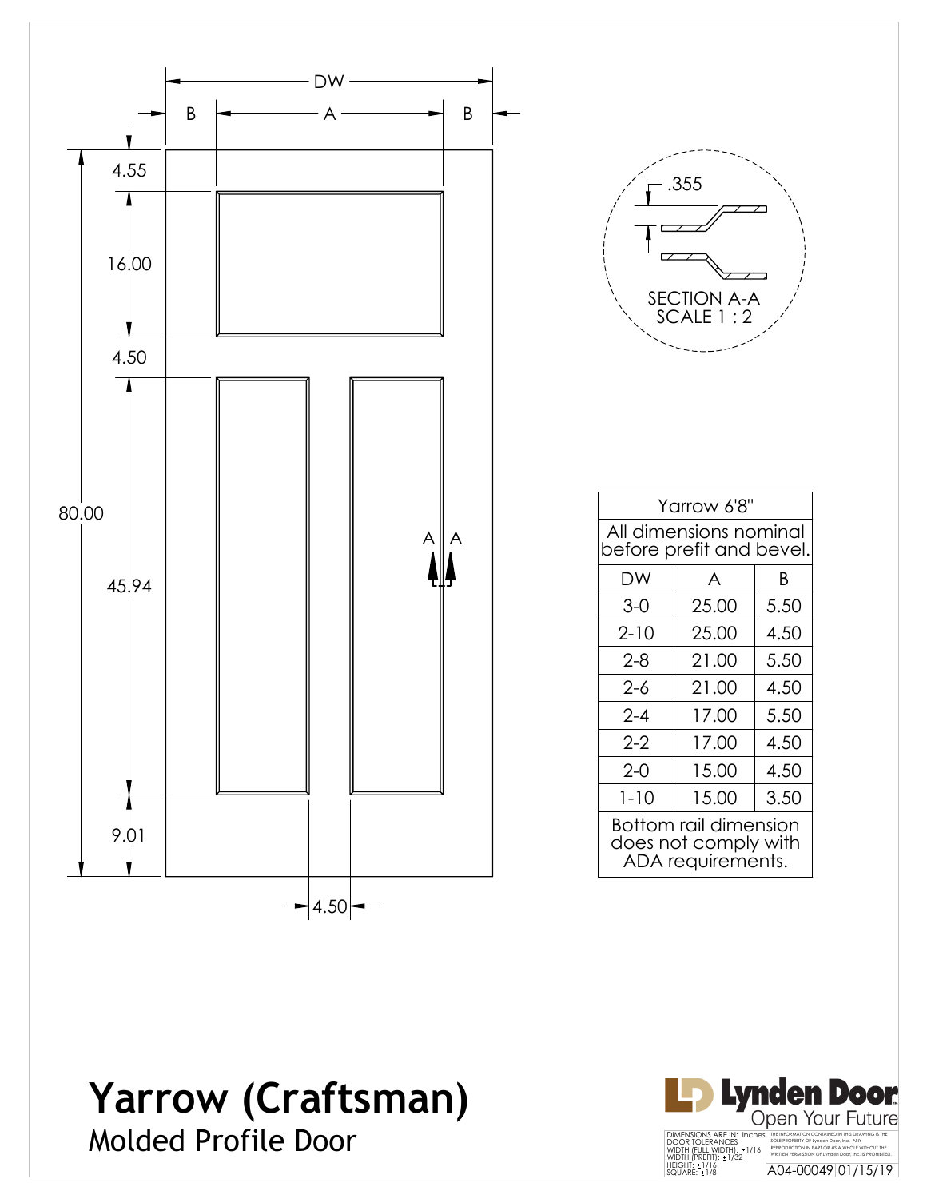# Yarrow (Craftsman)

## Molded Profile Door

DW

B | A | B

4.55

16.00

4.50

45.94

9.01

80.00

4.50

A | A

.355

SECTION A-A
SCALE 1 : 2

| Yarrow 6'8" | | |
|---|---|---|
| All dimensions nominal before prefit and bevel. | | |
| DW | A | B |
| 3-0 | 25.00 | 5.50 |
| 2-10 | 25.00 | 4.50 |
| 2-8 | 21.00 | 5.50 |
| 2-6 | 21.00 | 4.50 |
| 2-4 | 17.00 | 5.50 |
| 2-2 | 17.00 | 4.50 |
| 2-0 | 15.00 | 4.50 |
| 1-10 | 15.00 | 3.50 |
| Bottom rail dimension does not comply with ADA requirements. | | |

Lynden Door
Open Your Future

DIMENSIONS ARE IN: Inches
DOOR TOLERANCES
WIDTH (FULL WIDTH): ±1/16
WIDTH (PREFIT): ±1/32
HEIGHT: ±1/16
SQUARE: ±1/8

THE INFORMATION CONTAINED IN THIS DRAWING IS THE SOLE PROPERTY OF Lynden Door, Inc. ANY REPRODUCTION IN PART OR AS A WHOLE WITHOUT THE WRITTEN PERMISSION OF Lynden Door, Inc. IS PROHIBITED.

A04-00049 01/15/19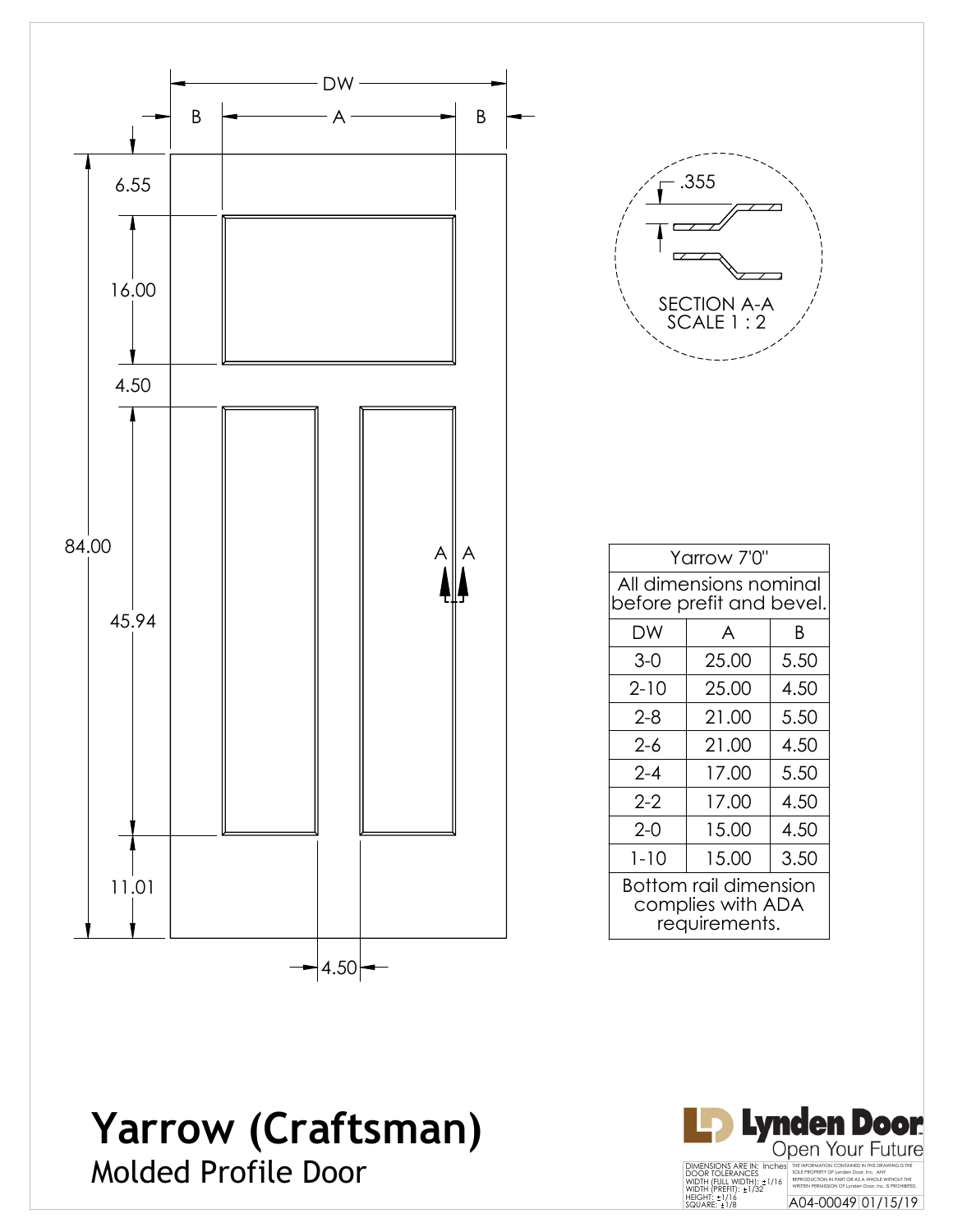DW

B A B

6.55

16.00

4.50

84.00

45.94

11.01

4.50

A A

.355

SECTION A-A
SCALE 1 : 2

| Yarrow 7'0" | | |
|---|---|---|
| All dimensions nominal before prefit and bevel. | | |
| DW | A | B |
| 3-0 | 25.00 | 5.50 |
| 2-10 | 25.00 | 4.50 |
| 2-8 | 21.00 | 5.50 |
| 2-6 | 21.00 | 4.50 |
| 2-4 | 17.00 | 5.50 |
| 2-2 | 17.00 | 4.50 |
| 2-0 | 15.00 | 4.50 |
| 1-10 | 15.00 | 3.50 |
| Bottom rail dimension complies with ADA requirements. | | |

# Yarrow (Craftsman)

## Molded Profile Door

Lynden Door
Open Your Future

DIMENSIONS ARE IN: Inches
DOOR TOLERANCES
WIDTH (FULL WIDTH): ±1/16
WIDTH (PREFIT): ±1/32
HEIGHT: ±1/16
SQUARE: ±1/8

THE INFORMATION CONTAINED IN THIS DRAWING IS THE SOLE PROPERTY OF Lynden Door, Inc. ANY REPRODUCTION IN PART OR AS A WHOLE WITHOUT THE WRITTEN PERMISSION OF Lynden Door, Inc. IS PROHIBITED.

A04-00049 01/15/19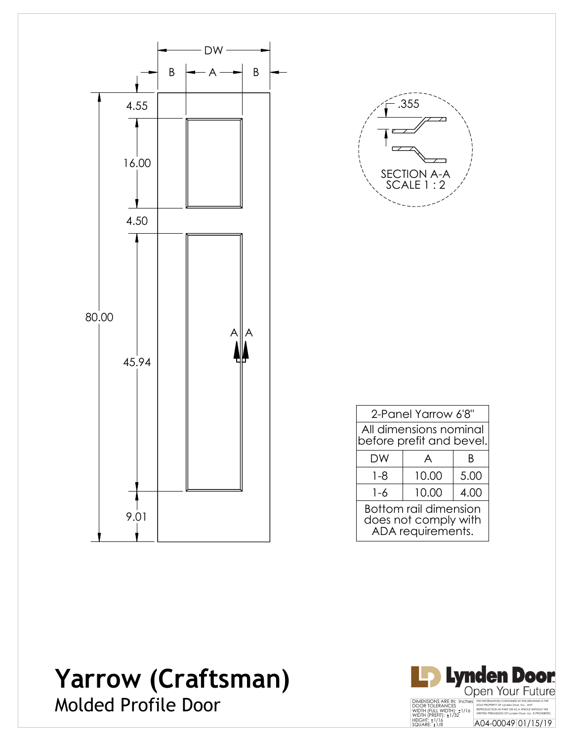DW

B A B

4.55

16.00

4.50

80.00

45.94

9.01

A A

.355

SECTION A-A
SCALE 1 : 2

| 2-Panel Yarrow 6'8" | | |
|---|---|---|
| All dimensions nominal before prefit and bevel. | | |
| DW | A | B |
| 1-8 | 10.00 | 5.00 |
| 1-6 | 10.00 | 4.00 |
| Bottom rail dimension does not comply with ADA requirements. | | |

# Yarrow (Craftsman)

## Molded Profile Door

Lynden Door
Open Your Future

DIMENSIONS ARE IN: Inches
DOOR TOLERANCES
WIDTH (FULL WIDTH): ±1/16
WIDTH (PREFIT): ±1/32
HEIGHT: ±1/16
SQUARE: ±1/8

THE INFORMATION CONTAINED IN THIS DRAWING IS THE SOLE PROPERTY OF Lynden Door, Inc. ANY REPRODUCTION IN PART OR AS A WHOLE WITHOUT THE WRITTEN PERMISSION OF Lynden Door, Inc. IS PROHIBITED.

A04-00049 01/15/19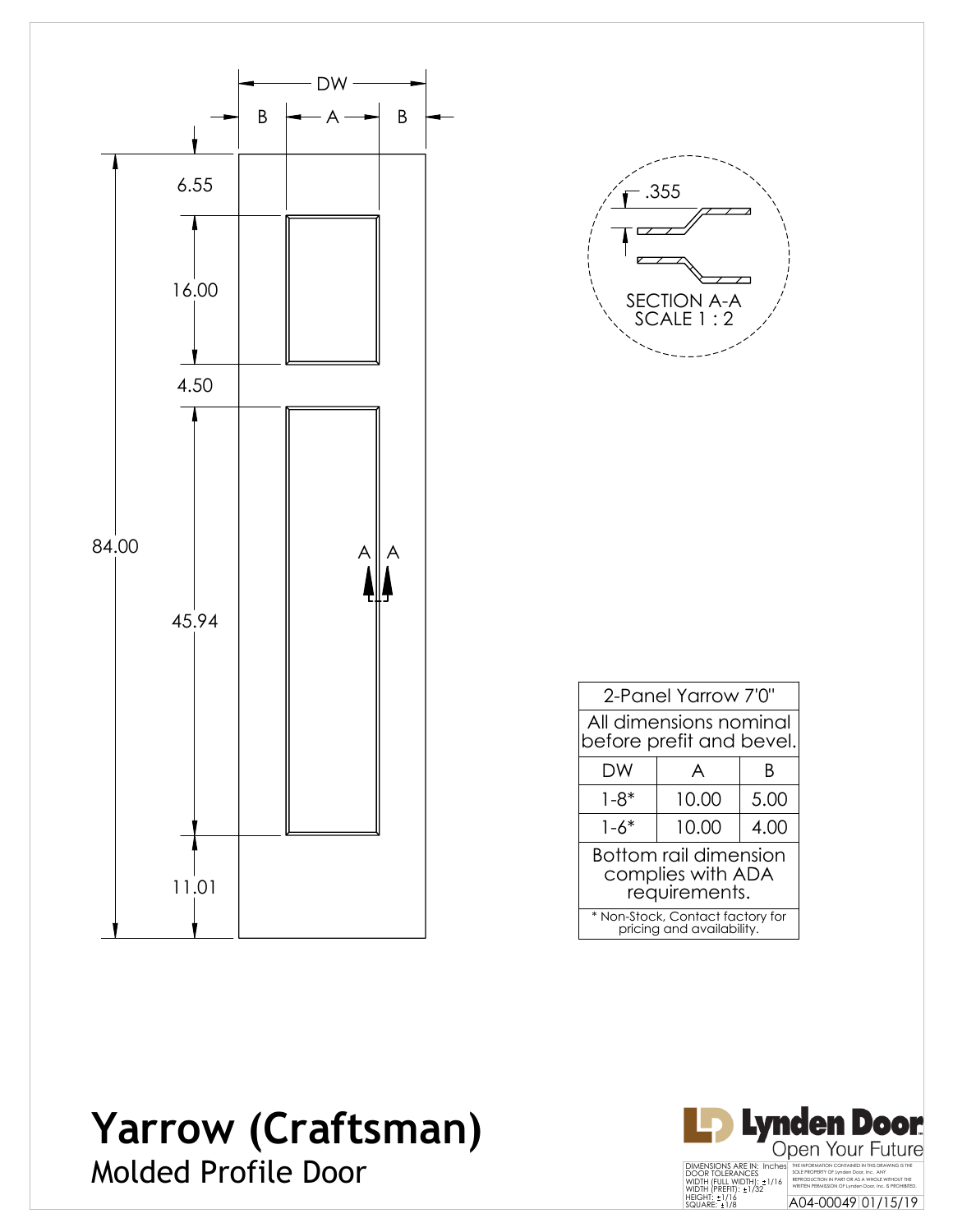DW

B | A | B

6.55

16.00

4.50

84.00

45.94

11.01

A | A

.355

SECTION A-A
SCALE 1 : 2

| 2-Panel Yarrow 7'0" | | |
|---|---|---|
| All dimensions nominal before prefit and bevel. | | |
| DW | A | B |
| 1-8* | 10.00 | 5.00 |
| 1-6* | 10.00 | 4.00 |
| Bottom rail dimension complies with ADA requirements. | | |
| * Non-Stock, Contact factory for pricing and availability. | | |

# Yarrow (Craftsman)

## Molded Profile Door

**Lynden Door**
Open Your Future

DIMENSIONS ARE IN: Inches
DOOR TOLERANCES
WIDTH (FULL WIDTH): ±1/16
WIDTH (PREFIT): ±1/32
HEIGHT: ±1/16
SQUARE: ±1/8

THE INFORMATION CONTAINED IN THIS DRAWING IS THE SOLE PROPERTY OF Lynden Door, Inc. ANY REPRODUCTION IN PART OR AS A WHOLE WITHOUT THE WRITTEN PERMISSION OF Lynden Door, Inc. IS PROHIBITED.

A04-00049 01/15/19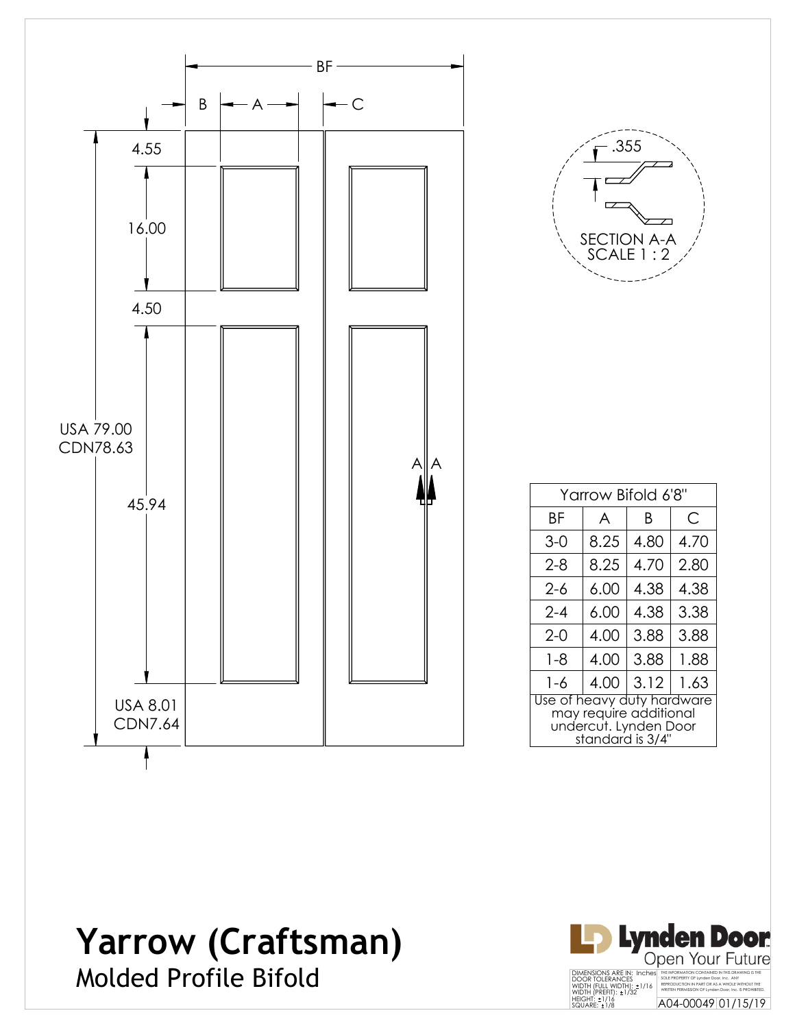BF

B A C

4.55

16.00

4.50

USA 79.00
CDN78.63

45.94

USA 8.01
CDN7.64

A A

.355

SECTION A-A
SCALE 1 : 2

| Yarrow Bifold 6'8" | | | |
|---|---|---|---|
| BF | A | B | C |
| 3-0 | 8.25 | 4.80 | 4.70 |
| 2-8 | 8.25 | 4.70 | 2.80 |
| 2-6 | 6.00 | 4.38 | 4.38 |
| 2-4 | 6.00 | 4.38 | 3.38 |
| 2-0 | 4.00 | 3.88 | 3.88 |
| 1-8 | 4.00 | 3.88 | 1.88 |
| 1-6 | 4.00 | 3.12 | 1.63 |
| Use of heavy duty hardware may require additional undercut. Lynden Door standard is 3/4" | | | |

# Yarrow (Craftsman)

## Molded Profile Bifold

Lynden Door
Open Your Future

DIMENSIONS ARE IN: Inches
DOOR TOLERANCES
WIDTH (FULL WIDTH): ±1/16
WIDTH (PREFIT): ±1/32
HEIGHT: ±1/16
SQUARE: ±1/8

THE INFORMATION CONTAINED IN THIS DRAWING IS THE SOLE PROPERTY OF Lynden Door, Inc. ANY REPRODUCTION IN PART OR AS A WHOLE WITHOUT THE WRITTEN PERMISSION OF Lynden Door, Inc. IS PROHIBITED.

A04-00049 01/15/19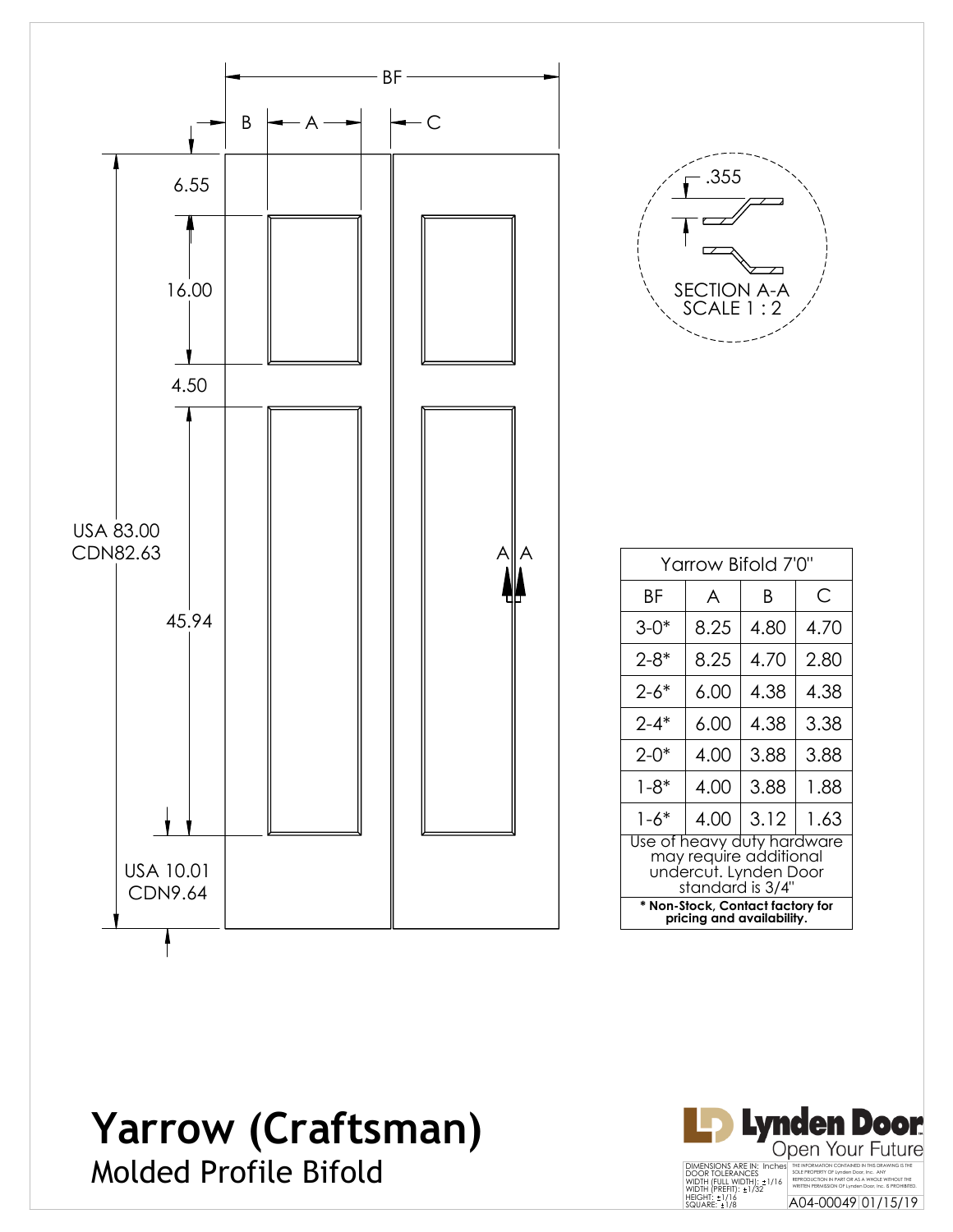BF

B A C

6.55

16.00

4.50

USA 83.00
CDN82.63

45.94

USA 10.01
CDN9.64

A A

.355

SECTION A-A
SCALE 1 : 2

| Yarrow Bifold 7'0" | | | |
|---|---|---|---|
| BF | A | B | C |
| 3-0* | 8.25 | 4.80 | 4.70 |
| 2-8* | 8.25 | 4.70 | 2.80 |
| 2-6* | 6.00 | 4.38 | 4.38 |
| 2-4* | 6.00 | 4.38 | 3.38 |
| 2-0* | 4.00 | 3.88 | 3.88 |
| 1-8* | 4.00 | 3.88 | 1.88 |
| 1-6* | 4.00 | 3.12 | 1.63 |
| Use of heavy duty hardware may require additional undercut. Lynden Door standard is 3/4" | | | |
| **\* Non-Stock, Contact factory for pricing and availability.** | | | |

# Yarrow (Craftsman)

## Molded Profile Bifold

Lynden Door
Open Your Future

DIMENSIONS ARE IN: Inches
DOOR TOLERANCES
WIDTH (FULL WIDTH): ±1/16
WIDTH (PREFIT): ±1/32
HEIGHT: ±1/16
SQUARE: ±1/8

THE INFORMATION CONTAINED IN THIS DRAWING IS THE SOLE PROPERTY OF Lynden Door, Inc. ANY REPRODUCTION IN PART OR AS A WHOLE WITHOUT THE WRITTEN PERMISSION OF Lynden Door, Inc. IS PROHIBITED.

A04-00049 01/15/19